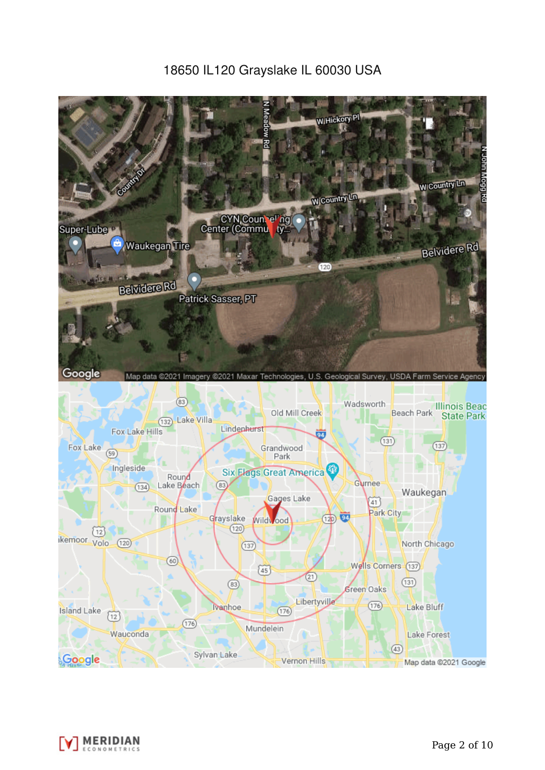# 18650 IL120 Grayslake IL 60030 USA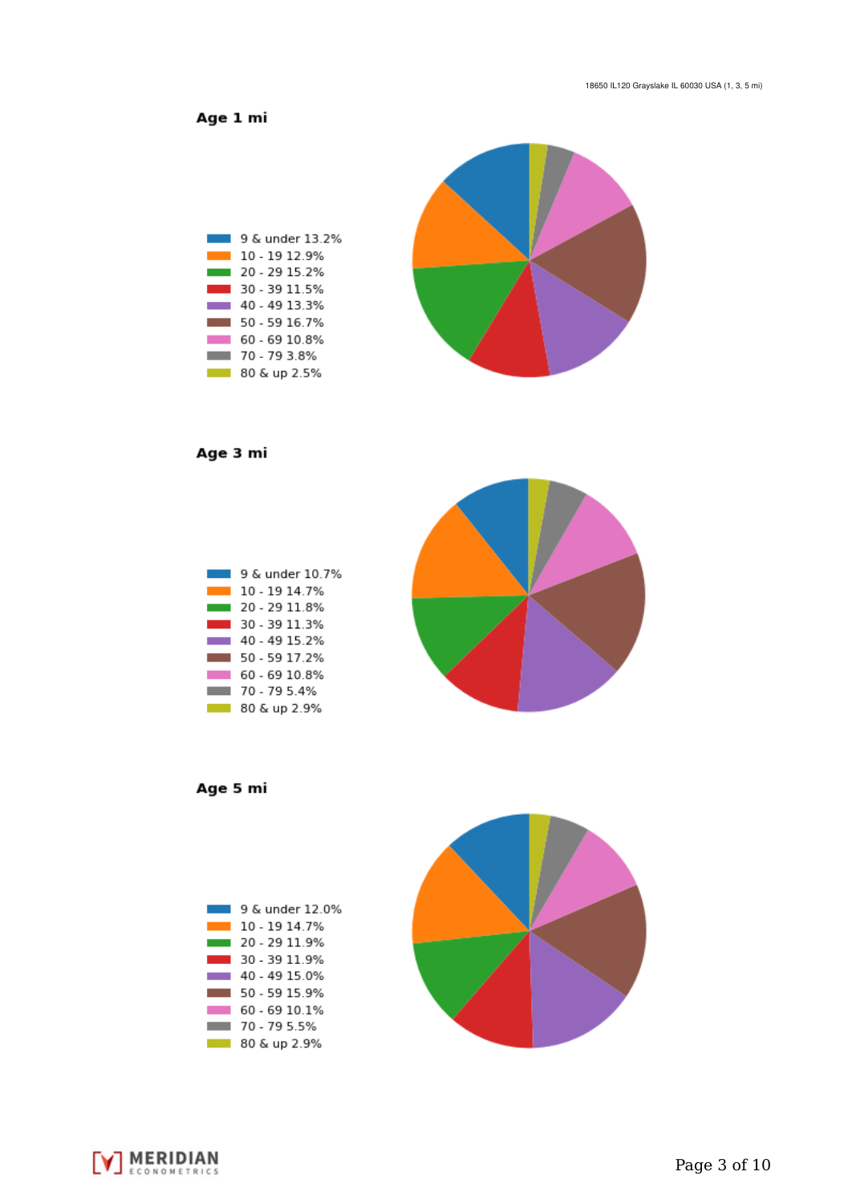## Age 1 mi

- 9 & under 13.2%
- 10 - 19 12.9%
- 20 - 29 15.2%
- 30 - 39 11.5%
- 40 - 49 13.3%
- 50 - 59 16.7%
- 60 - 69 10.8%
- 70 - 79 3.8%
- 80 & up 2.5%

## Age 3 mi

- 9 & under 10.7%
- 10 - 19 14.7%
- 20 - 29 11.8%
- 30 - 39 11.3%
- 40 - 49 15.2%
- 50 - 59 17.2%
- 60 - 69 10.8%
- 70 - 79 5.4%
- 80 & up 2.9%

## Age 5 mi

- 9 & under 12.0%
- 10 - 19 14.7%
- 20 - 29 11.9%
- 30 - 39 11.9%
- 40 - 49 15.0%
- 50 - 59 15.9%
- 60 - 69 10.1%
- 70 - 79 5.5%
- 80 & up 2.9%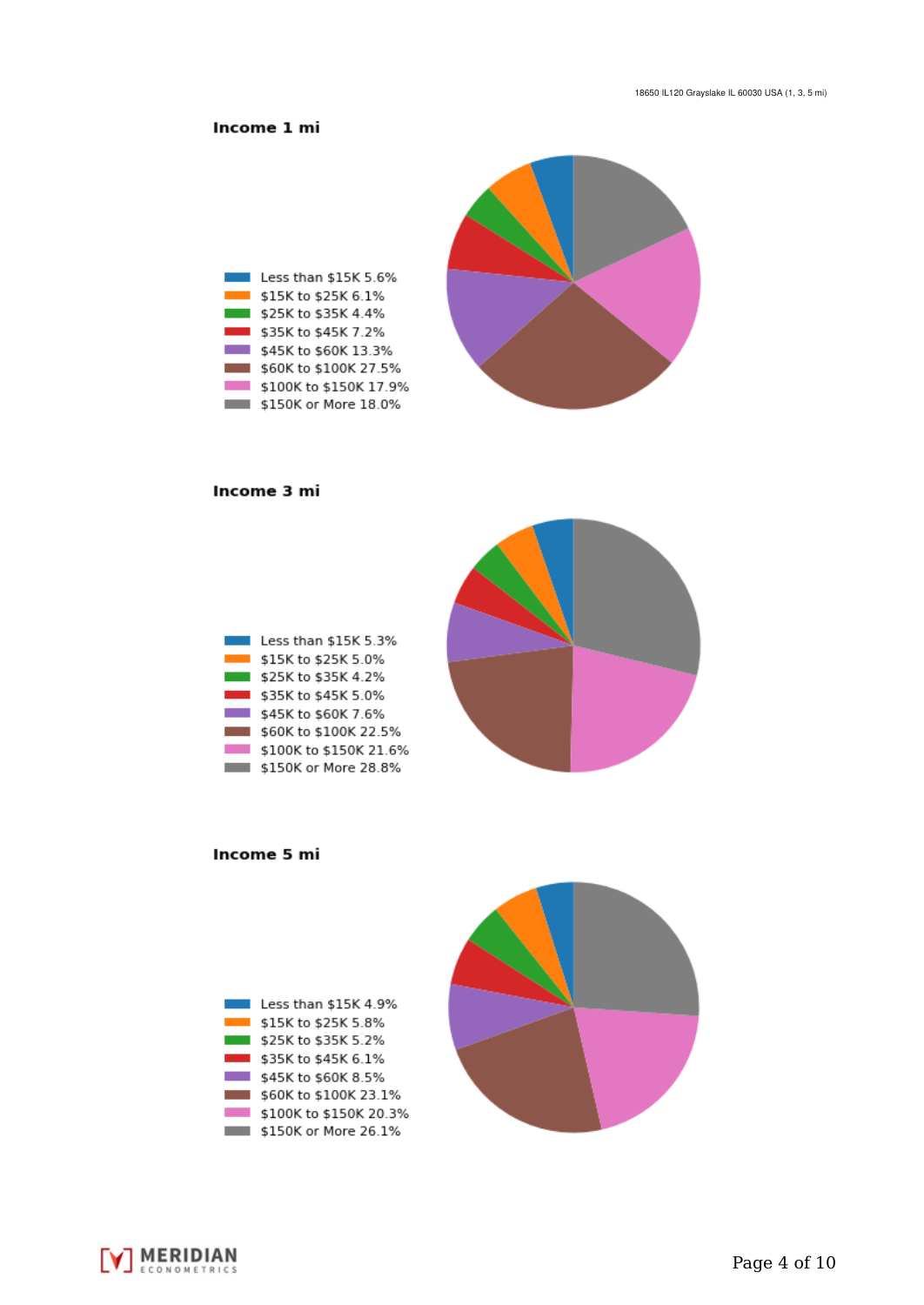## Income 1 mi

- Less than $15K 5.6%
- $15K to $25K 6.1%
- $25K to $35K 4.4%
- $35K to $45K 7.2%
- $45K to $60K 13.3%
- $60K to $100K 27.5%
- $100K to $150K 17.9%
- $150K or More 18.0%

## Income 3 mi

- Less than $15K 5.3%
- $15K to $25K 5.0%
- $25K to $35K 4.2%
- $35K to $45K 5.0%
- $45K to $60K 7.6%
- $60K to $100K 22.5%
- $100K to $150K 21.6%
- $150K or More 28.8%

## Income 5 mi

- Less than $15K 4.9%
- $15K to $25K 5.8%
- $25K to $35K 5.2%
- $35K to $45K 6.1%
- $45K to $60K 8.5%
- $60K to $100K 23.1%
- $100K to $150K 20.3%
- $150K or More 26.1%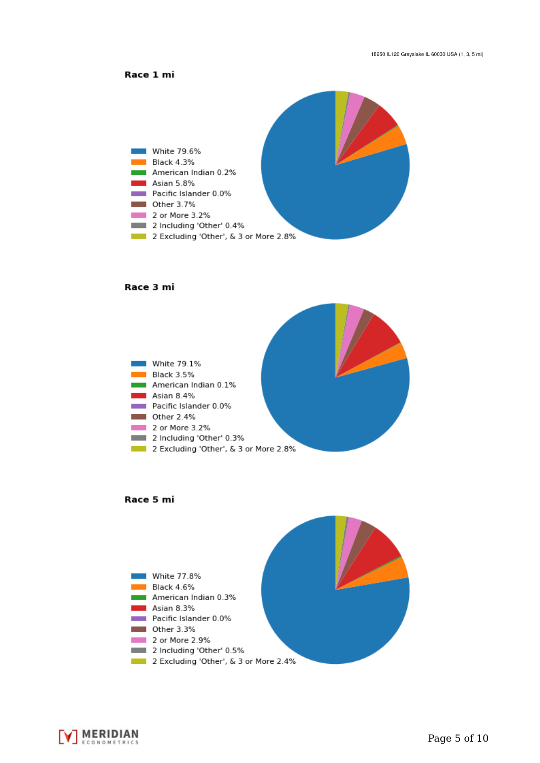### Race 1 mi

- White 79.6%
- Black 4.3%
- American Indian 0.2%
- Asian 5.8%
- Pacific Islander 0.0%
- Other 3.7%
- 2 or More 3.2%
- 2 Including 'Other' 0.4%
- 2 Excluding 'Other', & 3 or More 2.8%

### Race 3 mi

- White 79.1%
- Black 3.5%
- American Indian 0.1%
- Asian 8.4%
- Pacific Islander 0.0%
- Other 2.4%
- 2 or More 3.2%
- 2 Including 'Other' 0.3%
- 2 Excluding 'Other', & 3 or More 2.8%

### Race 5 mi

- White 77.8%
- Black 4.6%
- American Indian 0.3%
- Asian 8.3%
- Pacific Islander 0.0%
- Other 3.3%
- 2 or More 2.9%
- 2 Including 'Other' 0.5%
- 2 Excluding 'Other', & 3 or More 2.4%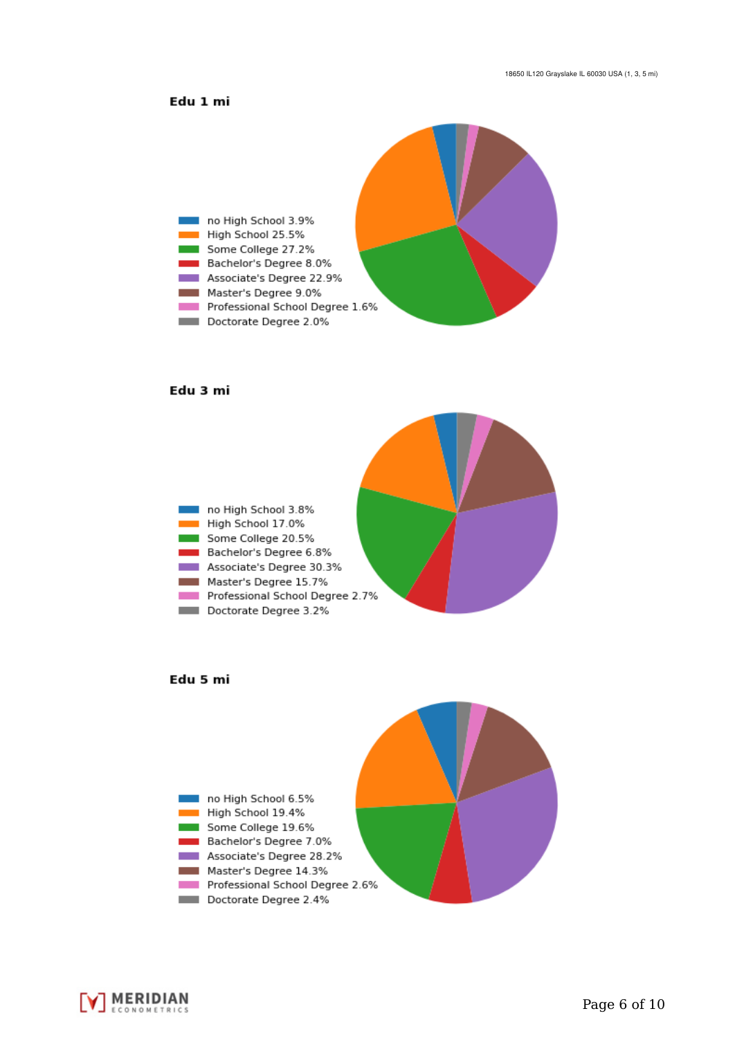### Edu 1 mi

- no High School 3.9%
- High School 25.5%
- Some College 27.2%
- Bachelor's Degree 8.0%
- Associate's Degree 22.9%
- Master's Degree 9.0%
- Professional School Degree 1.6%
- Doctorate Degree 2.0%

### Edu 3 mi

- no High School 3.8%
- High School 17.0%
- Some College 20.5%
- Bachelor's Degree 6.8%
- Associate's Degree 30.3%
- Master's Degree 15.7%
- Professional School Degree 2.7%
- Doctorate Degree 3.2%

### Edu 5 mi

- no High School 6.5%
- High School 19.4%
- Some College 19.6%
- Bachelor's Degree 7.0%
- Associate's Degree 28.2%
- Master's Degree 14.3%
- Professional School Degree 2.6%
- Doctorate Degree 2.4%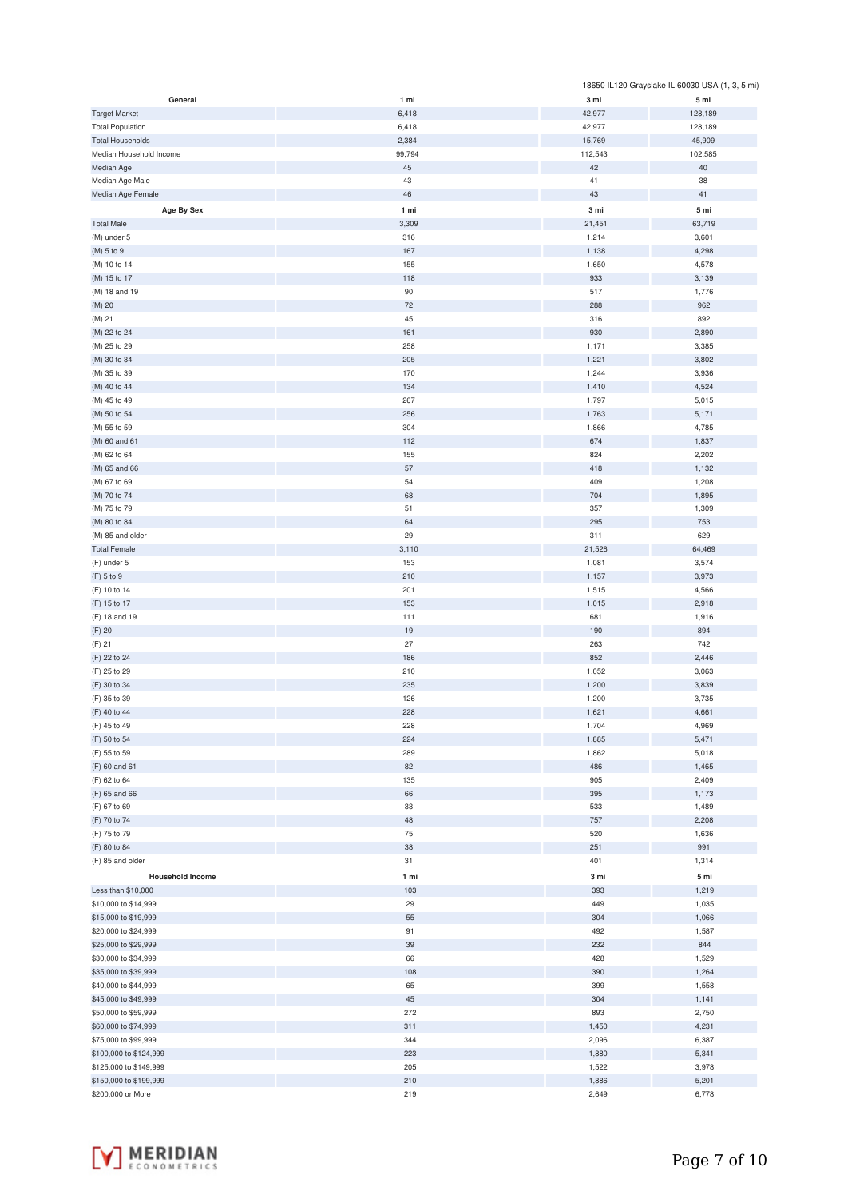18650 IL120 Grayslake IL 60030 USA (1, 3, 5 mi)

| General | 1 mi | 3 mi | 5 mi |
|---|---|---|---|
| Target Market | 6,418 | 42,977 | 128,189 |
| Total Population | 6,418 | 42,977 | 128,189 |
| Total Households | 2,384 | 15,769 | 45,909 |
| Median Household Income | 99,794 | 112,543 | 102,585 |
| Median Age | 45 | 42 | 40 |
| Median Age Male | 43 | 41 | 38 |
| Median Age Female | 46 | 43 | 41 |

| Age By Sex | 1 mi | 3 mi | 5 mi |
|---|---|---|---|
| Total Male | 3,309 | 21,451 | 63,719 |
| (M) under 5 | 316 | 1,214 | 3,601 |
| (M) 5 to 9 | 167 | 1,138 | 4,298 |
| (M) 10 to 14 | 155 | 1,650 | 4,578 |
| (M) 15 to 17 | 118 | 933 | 3,139 |
| (M) 18 and 19 | 90 | 517 | 1,776 |
| (M) 20 | 72 | 288 | 962 |
| (M) 21 | 45 | 316 | 892 |
| (M) 22 to 24 | 161 | 930 | 2,890 |
| (M) 25 to 29 | 258 | 1,171 | 3,385 |
| (M) 30 to 34 | 205 | 1,221 | 3,802 |
| (M) 35 to 39 | 170 | 1,244 | 3,936 |
| (M) 40 to 44 | 134 | 1,410 | 4,524 |
| (M) 45 to 49 | 267 | 1,797 | 5,015 |
| (M) 50 to 54 | 256 | 1,763 | 5,171 |
| (M) 55 to 59 | 304 | 1,866 | 4,785 |
| (M) 60 and 61 | 112 | 674 | 1,837 |
| (M) 62 to 64 | 155 | 824 | 2,202 |
| (M) 65 and 66 | 57 | 418 | 1,132 |
| (M) 67 to 69 | 54 | 409 | 1,208 |
| (M) 70 to 74 | 68 | 704 | 1,895 |
| (M) 75 to 79 | 51 | 357 | 1,309 |
| (M) 80 to 84 | 64 | 295 | 753 |
| (M) 85 and older | 29 | 311 | 629 |
| Total Female | 3,110 | 21,526 | 64,469 |
| (F) under 5 | 153 | 1,081 | 3,574 |
| (F) 5 to 9 | 210 | 1,157 | 3,973 |
| (F) 10 to 14 | 201 | 1,515 | 4,566 |
| (F) 15 to 17 | 153 | 1,015 | 2,918 |
| (F) 18 and 19 | 111 | 681 | 1,916 |
| (F) 20 | 19 | 190 | 894 |
| (F) 21 | 27 | 263 | 742 |
| (F) 22 to 24 | 186 | 852 | 2,446 |
| (F) 25 to 29 | 210 | 1,052 | 3,063 |
| (F) 30 to 34 | 235 | 1,200 | 3,839 |
| (F) 35 to 39 | 126 | 1,200 | 3,735 |
| (F) 40 to 44 | 228 | 1,621 | 4,661 |
| (F) 45 to 49 | 228 | 1,704 | 4,969 |
| (F) 50 to 54 | 224 | 1,885 | 5,471 |
| (F) 55 to 59 | 289 | 1,862 | 5,018 |
| (F) 60 and 61 | 82 | 486 | 1,465 |
| (F) 62 to 64 | 135 | 905 | 2,409 |
| (F) 65 and 66 | 66 | 395 | 1,173 |
| (F) 67 to 69 | 33 | 533 | 1,489 |
| (F) 70 to 74 | 48 | 757 | 2,208 |
| (F) 75 to 79 | 75 | 520 | 1,636 |
| (F) 80 to 84 | 38 | 251 | 991 |
| (F) 85 and older | 31 | 401 | 1,314 |

| Household Income | 1 mi | 3 mi | 5 mi |
|---|---|---|---|
| Less than $10,000 | 103 | 393 | 1,219 |
| $10,000 to $14,999 | 29 | 449 | 1,035 |
| $15,000 to $19,999 | 55 | 304 | 1,066 |
| $20,000 to $24,999 | 91 | 492 | 1,587 |
| $25,000 to $29,999 | 39 | 232 | 844 |
| $30,000 to $34,999 | 66 | 428 | 1,529 |
| $35,000 to $39,999 | 108 | 390 | 1,264 |
| $40,000 to $44,999 | 65 | 399 | 1,558 |
| $45,000 to $49,999 | 45 | 304 | 1,141 |
| $50,000 to $59,999 | 272 | 893 | 2,750 |
| $60,000 to $74,999 | 311 | 1,450 | 4,231 |
| $75,000 to $99,999 | 344 | 2,096 | 6,387 |
| $100,000 to $124,999 | 223 | 1,880 | 5,341 |
| $125,000 to $149,999 | 205 | 1,522 | 3,978 |
| $150,000 to $199,999 | 210 | 1,886 | 5,201 |
| $200,000 or More | 219 | 2,649 | 6,778 |

MERIDIAN ECONOMETRICS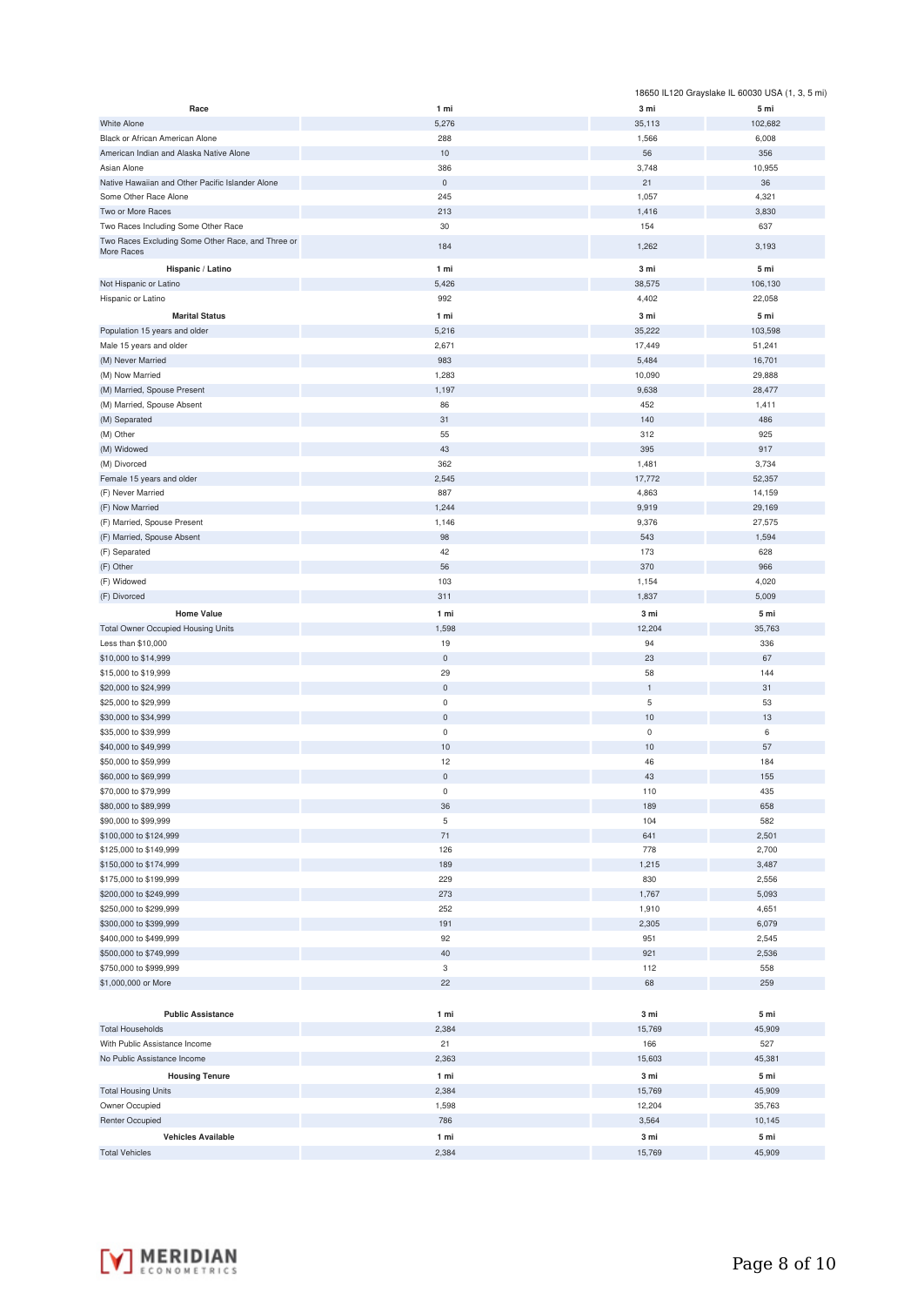18650 IL120 Grayslake IL 60030 USA (1, 3, 5 mi)

| Race | 1 mi | 3 mi | 5 mi |
| --- | --- | --- | --- |
| White Alone | 5,276 | 35,113 | 102,682 |
| Black or African American Alone | 288 | 1,566 | 6,008 |
| American Indian and Alaska Native Alone | 10 | 56 | 356 |
| Asian Alone | 386 | 3,748 | 10,955 |
| Native Hawaiian and Other Pacific Islander Alone | 0 | 21 | 36 |
| Some Other Race Alone | 245 | 1,057 | 4,321 |
| Two or More Races | 213 | 1,416 | 3,830 |
| Two Races Including Some Other Race | 30 | 154 | 637 |
| Two Races Excluding Some Other Race, and Three or More Races | 184 | 1,262 | 3,193 |

| Hispanic / Latino | 1 mi | 3 mi | 5 mi |
| --- | --- | --- | --- |
| Not Hispanic or Latino | 5,426 | 38,575 | 106,130 |
| Hispanic or Latino | 992 | 4,402 | 22,058 |

| Marital Status | 1 mi | 3 mi | 5 mi |
| --- | --- | --- | --- |
| Population 15 years and older | 5,216 | 35,222 | 103,598 |
| Male 15 years and older | 2,671 | 17,449 | 51,241 |
| (M) Never Married | 983 | 5,484 | 16,701 |
| (M) Now Married | 1,283 | 10,090 | 29,888 |
| (M) Married, Spouse Present | 1,197 | 9,638 | 28,477 |
| (M) Married, Spouse Absent | 86 | 452 | 1,411 |
| (M) Separated | 31 | 140 | 486 |
| (M) Other | 55 | 312 | 925 |
| (M) Widowed | 43 | 395 | 917 |
| (M) Divorced | 362 | 1,481 | 3,734 |
| Female 15 years and older | 2,545 | 17,772 | 52,357 |
| (F) Never Married | 887 | 4,863 | 14,159 |
| (F) Now Married | 1,244 | 9,919 | 29,169 |
| (F) Married, Spouse Present | 1,146 | 9,376 | 27,575 |
| (F) Married, Spouse Absent | 98 | 543 | 1,594 |
| (F) Separated | 42 | 173 | 628 |
| (F) Other | 56 | 370 | 966 |
| (F) Widowed | 103 | 1,154 | 4,020 |
| (F) Divorced | 311 | 1,837 | 5,009 |

| Home Value | 1 mi | 3 mi | 5 mi |
| --- | --- | --- | --- |
| Total Owner Occupied Housing Units | 1,598 | 12,204 | 35,763 |
| Less than $10,000 | 19 | 94 | 336 |
| $10,000 to $14,999 | 0 | 23 | 67 |
| $15,000 to $19,999 | 29 | 58 | 144 |
| $20,000 to $24,999 | 0 | 1 | 31 |
| $25,000 to $29,999 | 0 | 5 | 53 |
| $30,000 to $34,999 | 0 | 10 | 13 |
| $35,000 to $39,999 | 0 | 0 | 6 |
| $40,000 to $49,999 | 10 | 10 | 57 |
| $50,000 to $59,999 | 12 | 46 | 184 |
| $60,000 to $69,999 | 0 | 43 | 155 |
| $70,000 to $79,999 | 0 | 110 | 435 |
| $80,000 to $89,999 | 36 | 189 | 658 |
| $90,000 to $99,999 | 5 | 104 | 582 |
| $100,000 to $124,999 | 71 | 641 | 2,501 |
| $125,000 to $149,999 | 126 | 778 | 2,700 |
| $150,000 to $174,999 | 189 | 1,215 | 3,487 |
| $175,000 to $199,999 | 229 | 830 | 2,556 |
| $200,000 to $249,999 | 273 | 1,767 | 5,093 |
| $250,000 to $299,999 | 252 | 1,910 | 4,651 |
| $300,000 to $399,999 | 191 | 2,305 | 6,079 |
| $400,000 to $499,999 | 92 | 951 | 2,545 |
| $500,000 to $749,999 | 40 | 921 | 2,536 |
| $750,000 to $999,999 | 3 | 112 | 558 |
| $1,000,000 or More | 22 | 68 | 259 |

| Public Assistance | 1 mi | 3 mi | 5 mi |
| --- | --- | --- | --- |
| Total Households | 2,384 | 15,769 | 45,909 |
| With Public Assistance Income | 21 | 166 | 527 |
| No Public Assistance Income | 2,363 | 15,603 | 45,381 |

| Housing Tenure | 1 mi | 3 mi | 5 mi |
| --- | --- | --- | --- |
| Total Housing Units | 2,384 | 15,769 | 45,909 |
| Owner Occupied | 1,598 | 12,204 | 35,763 |
| Renter Occupied | 786 | 3,564 | 10,145 |

| Vehicles Available | 1 mi | 3 mi | 5 mi |
| --- | --- | --- | --- |
| Total Vehicles | 2,384 | 15,769 | 45,909 |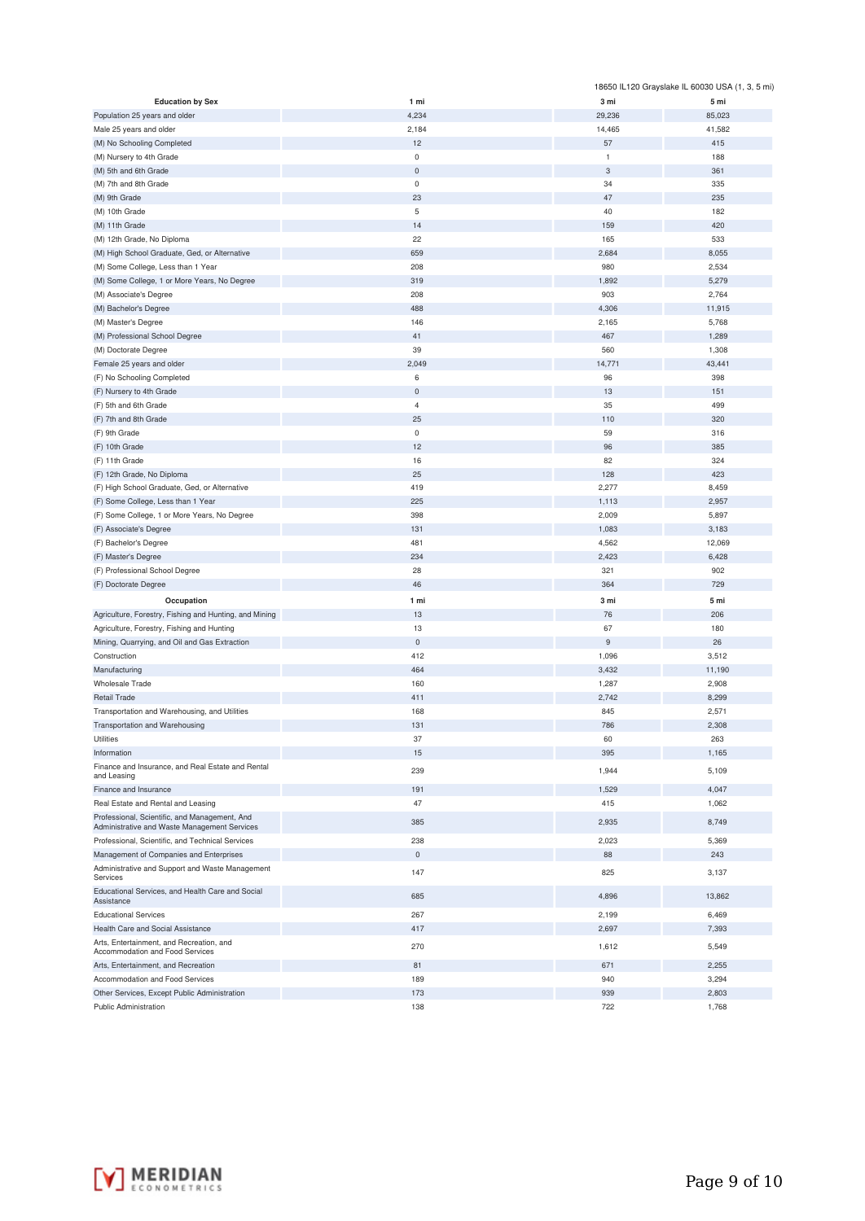18650 IL120 Grayslake IL 60030 USA (1, 3, 5 mi)

| Education by Sex | 1 mi | 3 mi | 5 mi |
|---|---|---|---|
| Population 25 years and older | 4,234 | 29,236 | 85,023 |
| Male 25 years and older | 2,184 | 14,465 | 41,582 |
| (M) No Schooling Completed | 12 | 57 | 415 |
| (M) Nursery to 4th Grade | 0 | 1 | 188 |
| (M) 5th and 6th Grade | 0 | 3 | 361 |
| (M) 7th and 8th Grade | 0 | 34 | 335 |
| (M) 9th Grade | 23 | 47 | 235 |
| (M) 10th Grade | 5 | 40 | 182 |
| (M) 11th Grade | 14 | 159 | 420 |
| (M) 12th Grade, No Diploma | 22 | 165 | 533 |
| (M) High School Graduate, Ged, or Alternative | 659 | 2,684 | 8,055 |
| (M) Some College, Less than 1 Year | 208 | 980 | 2,534 |
| (M) Some College, 1 or More Years, No Degree | 319 | 1,892 | 5,279 |
| (M) Associate's Degree | 208 | 903 | 2,764 |
| (M) Bachelor's Degree | 488 | 4,306 | 11,915 |
| (M) Master's Degree | 146 | 2,165 | 5,768 |
| (M) Professional School Degree | 41 | 467 | 1,289 |
| (M) Doctorate Degree | 39 | 560 | 1,308 |
| Female 25 years and older | 2,049 | 14,771 | 43,441 |
| (F) No Schooling Completed | 6 | 96 | 398 |
| (F) Nursery to 4th Grade | 0 | 13 | 151 |
| (F) 5th and 6th Grade | 4 | 35 | 499 |
| (F) 7th and 8th Grade | 25 | 110 | 320 |
| (F) 9th Grade | 0 | 59 | 316 |
| (F) 10th Grade | 12 | 96 | 385 |
| (F) 11th Grade | 16 | 82 | 324 |
| (F) 12th Grade, No Diploma | 25 | 128 | 423 |
| (F) High School Graduate, Ged, or Alternative | 419 | 2,277 | 8,459 |
| (F) Some College, Less than 1 Year | 225 | 1,113 | 2,957 |
| (F) Some College, 1 or More Years, No Degree | 398 | 2,009 | 5,897 |
| (F) Associate's Degree | 131 | 1,083 | 3,183 |
| (F) Bachelor's Degree | 481 | 4,562 | 12,069 |
| (F) Master's Degree | 234 | 2,423 | 6,428 |
| (F) Professional School Degree | 28 | 321 | 902 |
| (F) Doctorate Degree | 46 | 364 | 729 |

| Occupation | 1 mi | 3 mi | 5 mi |
|---|---|---|---|
| Agriculture, Forestry, Fishing and Hunting, and Mining | 13 | 76 | 206 |
| Agriculture, Forestry, Fishing and Hunting | 13 | 67 | 180 |
| Mining, Quarrying, and Oil and Gas Extraction | 0 | 9 | 26 |
| Construction | 412 | 1,096 | 3,512 |
| Manufacturing | 464 | 3,432 | 11,190 |
| Wholesale Trade | 160 | 1,287 | 2,908 |
| Retail Trade | 411 | 2,742 | 8,299 |
| Transportation and Warehousing, and Utilities | 168 | 845 | 2,571 |
| Transportation and Warehousing | 131 | 786 | 2,308 |
| Utilities | 37 | 60 | 263 |
| Information | 15 | 395 | 1,165 |
| Finance and Insurance, and Real Estate and Rental and Leasing | 239 | 1,944 | 5,109 |
| Finance and Insurance | 191 | 1,529 | 4,047 |
| Real Estate and Rental and Leasing | 47 | 415 | 1,062 |
| Professional, Scientific, and Management, And Administrative and Waste Management Services | 385 | 2,935 | 8,749 |
| Professional, Scientific, and Technical Services | 238 | 2,023 | 5,369 |
| Management of Companies and Enterprises | 0 | 88 | 243 |
| Administrative and Support and Waste Management Services | 147 | 825 | 3,137 |
| Educational Services, and Health Care and Social Assistance | 685 | 4,896 | 13,862 |
| Educational Services | 267 | 2,199 | 6,469 |
| Health Care and Social Assistance | 417 | 2,697 | 7,393 |
| Arts, Entertainment, and Recreation, and Accommodation and Food Services | 270 | 1,612 | 5,549 |
| Arts, Entertainment, and Recreation | 81 | 671 | 2,255 |
| Accommodation and Food Services | 189 | 940 | 3,294 |
| Other Services, Except Public Administration | 173 | 939 | 2,803 |
| Public Administration | 138 | 722 | 1,768 |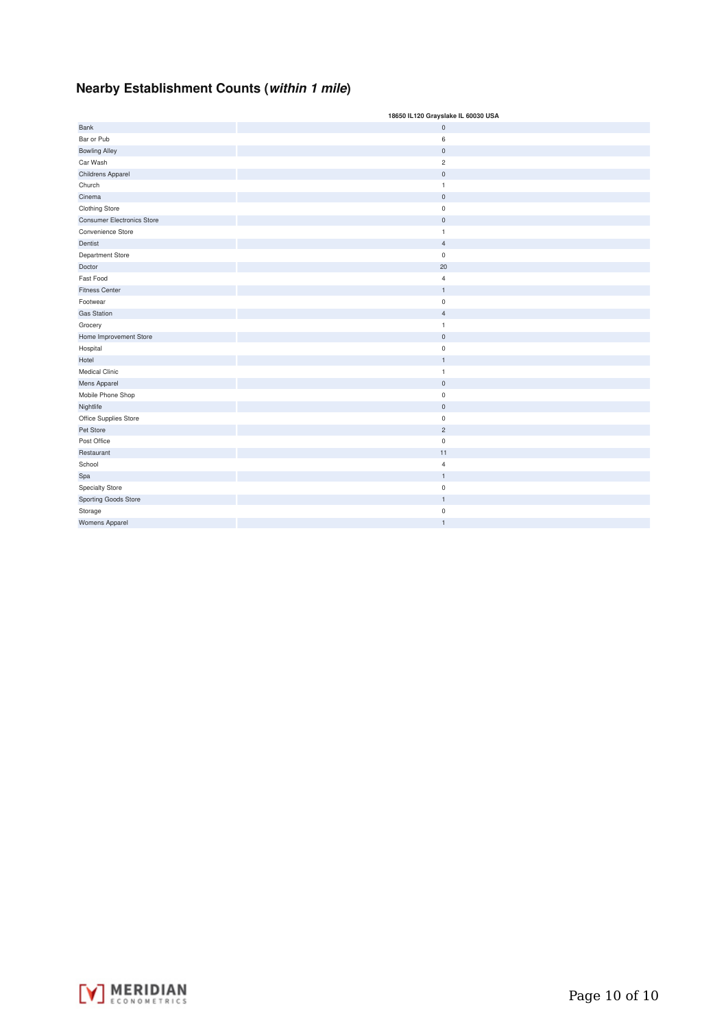## Nearby Establishment Counts (*within 1 mile*)

| | 18650 IL120 Grayslake IL 60030 USA |
|---|---|
| Bank | 0 |
| Bar or Pub | 6 |
| Bowling Alley | 0 |
| Car Wash | 2 |
| Childrens Apparel | 0 |
| Church | 1 |
| Cinema | 0 |
| Clothing Store | 0 |
| Consumer Electronics Store | 0 |
| Convenience Store | 1 |
| Dentist | 4 |
| Department Store | 0 |
| Doctor | 20 |
| Fast Food | 4 |
| Fitness Center | 1 |
| Footwear | 0 |
| Gas Station | 4 |
| Grocery | 1 |
| Home Improvement Store | 0 |
| Hospital | 0 |
| Hotel | 1 |
| Medical Clinic | 1 |
| Mens Apparel | 0 |
| Mobile Phone Shop | 0 |
| Nightlife | 0 |
| Office Supplies Store | 0 |
| Pet Store | 2 |
| Post Office | 0 |
| Restaurant | 11 |
| School | 4 |
| Spa | 1 |
| Specialty Store | 0 |
| Sporting Goods Store | 1 |
| Storage | 0 |
| Womens Apparel | 1 |